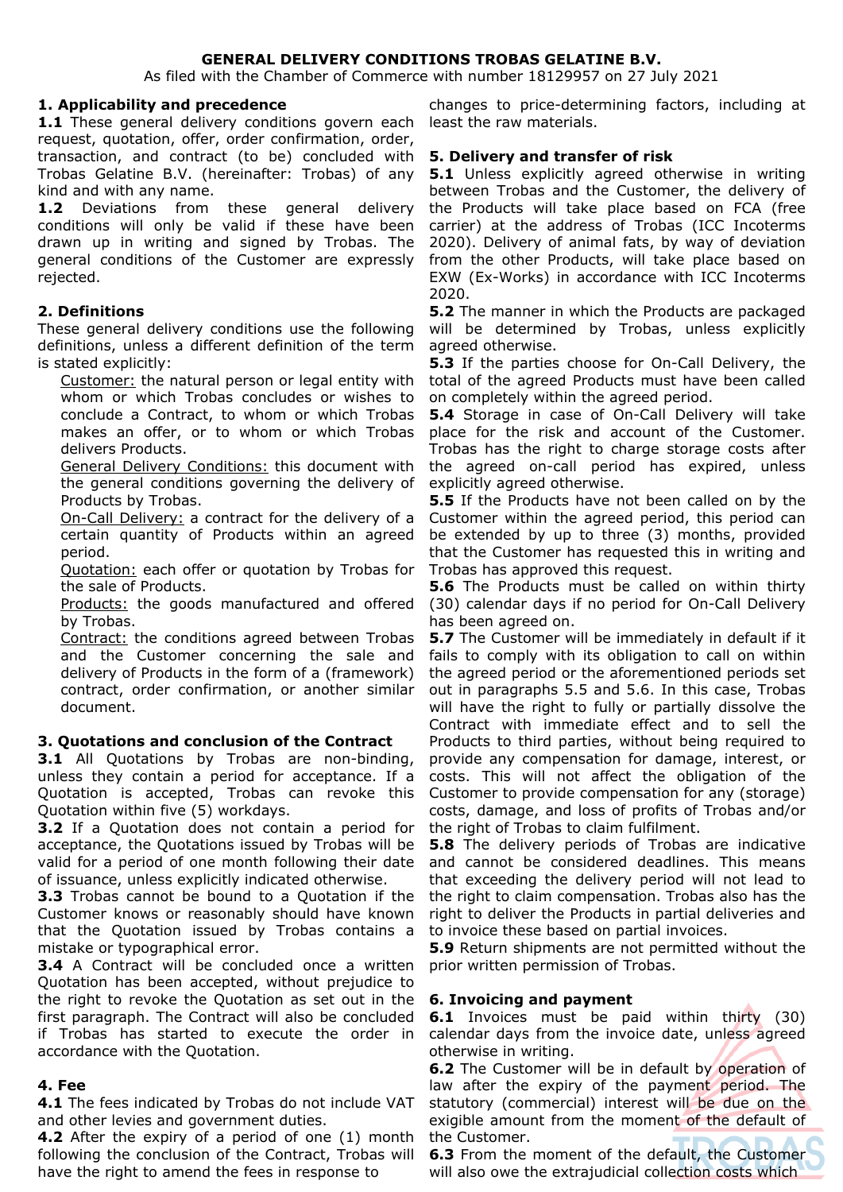**GENERAL DELIVERY CONDITIONS TROBAS GELATINE B.V.**

As filed with the Chamber of Commerce with number 18129957 on 27 July 2021

## 1. Applicability and precedence

**1.1** These general delivery conditions govern each request, quotation, offer, order confirmation, order, transaction, and contract (to be) concluded with Trobas Gelatine B.V. (hereinafter: Trobas) of any kind and with any name.

**1.2** Deviations from these general delivery conditions will only be valid if these have been drawn up in writing and signed by Trobas. The general conditions of the Customer are expressly rejected.

## 2. Definitions

These general delivery conditions use the following definitions, unless a different definition of the term is stated explicitly:

- Customer: the natural person or legal entity with whom or which Trobas concludes or wishes to conclude a Contract, to whom or which Trobas makes an offer, or to whom or which Trobas delivers Products.
- General Delivery Conditions: this document with the general conditions governing the delivery of Products by Trobas.
- On-Call Delivery: a contract for the delivery of a certain quantity of Products within an agreed period.
- Quotation: each offer or quotation by Trobas for the sale of Products.
- Products: the goods manufactured and offered by Trobas.
- Contract: the conditions agreed between Trobas and the Customer concerning the sale and delivery of Products in the form of a (framework) contract, order confirmation, or another similar document.

## 3. Quotations and conclusion of the Contract

**3.1** All Quotations by Trobas are non-binding, unless they contain a period for acceptance. If a Quotation is accepted, Trobas can revoke this Quotation within five (5) workdays.

**3.2** If a Quotation does not contain a period for acceptance, the Quotations issued by Trobas will be valid for a period of one month following their date of issuance, unless explicitly indicated otherwise.

**3.3** Trobas cannot be bound to a Quotation if the Customer knows or reasonably should have known that the Quotation issued by Trobas contains a mistake or typographical error.

**3.4** A Contract will be concluded once a written Quotation has been accepted, without prejudice to the right to revoke the Quotation as set out in the first paragraph. The Contract will also be concluded if Trobas has started to execute the order in accordance with the Quotation.

## 4. Fee

**4.1** The fees indicated by Trobas do not include VAT and other levies and government duties.

**4.2** After the expiry of a period of one (1) month following the conclusion of the Contract, Trobas will have the right to amend the fees in response to changes to price-determining factors, including at least the raw materials.

## 5. Delivery and transfer of risk

**5.1** Unless explicitly agreed otherwise in writing between Trobas and the Customer, the delivery of the Products will take place based on FCA (free carrier) at the address of Trobas (ICC Incoterms 2020). Delivery of animal fats, by way of deviation from the other Products, will take place based on EXW (Ex-Works) in accordance with ICC Incoterms 2020.

**5.2** The manner in which the Products are packaged will be determined by Trobas, unless explicitly agreed otherwise.

**5.3** If the parties choose for On-Call Delivery, the total of the agreed Products must have been called on completely within the agreed period.

**5.4** Storage in case of On-Call Delivery will take place for the risk and account of the Customer. Trobas has the right to charge storage costs after the agreed on-call period has expired, unless explicitly agreed otherwise.

**5.5** If the Products have not been called on by the Customer within the agreed period, this period can be extended by up to three (3) months, provided that the Customer has requested this in writing and Trobas has approved this request.

**5.6** The Products must be called on within thirty (30) calendar days if no period for On-Call Delivery has been agreed on.

**5.7** The Customer will be immediately in default if it fails to comply with its obligation to call on within the agreed period or the aforementioned periods set out in paragraphs 5.5 and 5.6. In this case, Trobas will have the right to fully or partially dissolve the Contract with immediate effect and to sell the Products to third parties, without being required to provide any compensation for damage, interest, or costs. This will not affect the obligation of the Customer to provide compensation for any (storage) costs, damage, and loss of profits of Trobas and/or the right of Trobas to claim fulfilment.

**5.8** The delivery periods of Trobas are indicative and cannot be considered deadlines. This means that exceeding the delivery period will not lead to the right to claim compensation. Trobas also has the right to deliver the Products in partial deliveries and to invoice these based on partial invoices.

**5.9** Return shipments are not permitted without the prior written permission of Trobas.

## 6. Invoicing and payment

**6.1** Invoices must be paid within thirty (30) calendar days from the invoice date, unless agreed otherwise in writing.

**6.2** The Customer will be in default by operation of law after the expiry of the payment period. The statutory (commercial) interest will be due on the exigible amount from the moment of the default of the Customer.

**6.3** From the moment of the default, the Customer will also owe the extrajudicial collection costs which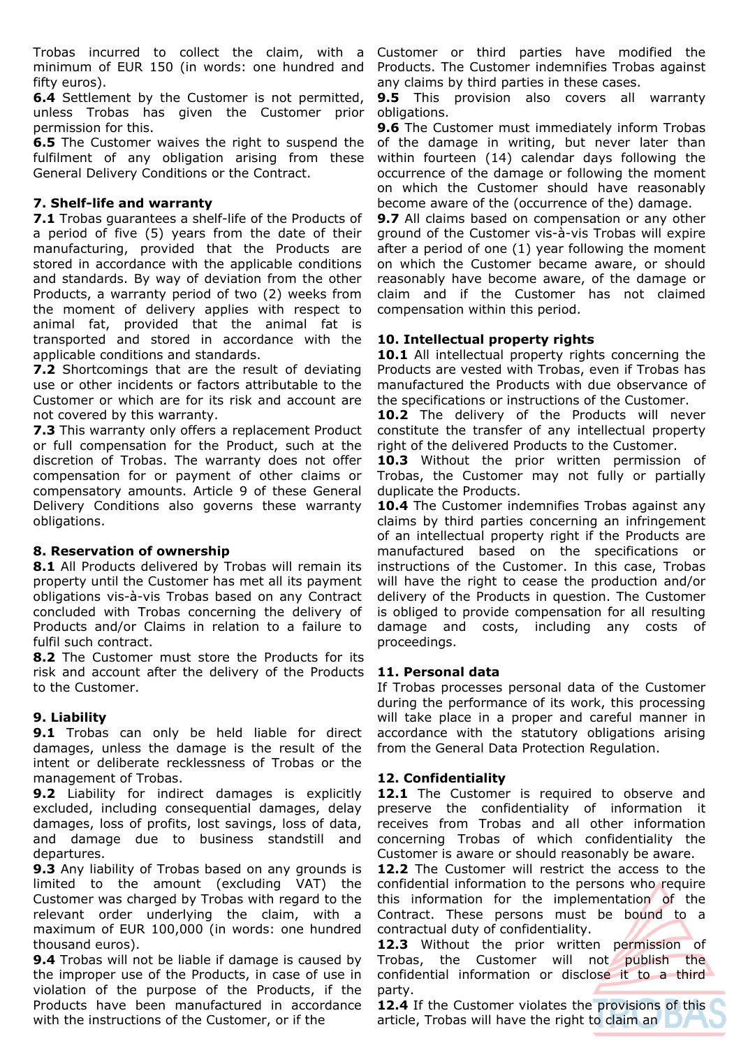Trobas incurred to collect the claim, with a minimum of EUR 150 (in words: one hundred and fifty euros).

**6.4** Settlement by the Customer is not permitted, unless Trobas has given the Customer prior permission for this.

**6.5** The Customer waives the right to suspend the fulfilment of any obligation arising from these General Delivery Conditions or the Contract.

### 7. Shelf-life and warranty

**7.1** Trobas guarantees a shelf-life of the Products of a period of five (5) years from the date of their manufacturing, provided that the Products are stored in accordance with the applicable conditions and standards. By way of deviation from the other Products, a warranty period of two (2) weeks from the moment of delivery applies with respect to animal fat, provided that the animal fat is transported and stored in accordance with the applicable conditions and standards.

**7.2** Shortcomings that are the result of deviating use or other incidents or factors attributable to the Customer or which are for its risk and account are not covered by this warranty.

**7.3** This warranty only offers a replacement Product or full compensation for the Product, such at the discretion of Trobas. The warranty does not offer compensation for or payment of other claims or compensatory amounts. Article 9 of these General Delivery Conditions also governs these warranty obligations.

### 8. Reservation of ownership

**8.1** All Products delivered by Trobas will remain its property until the Customer has met all its payment obligations vis-à-vis Trobas based on any Contract concluded with Trobas concerning the delivery of Products and/or Claims in relation to a failure to fulfil such contract.

**8.2** The Customer must store the Products for its risk and account after the delivery of the Products to the Customer.

### 9. Liability

**9.1** Trobas can only be held liable for direct damages, unless the damage is the result of the intent or deliberate recklessness of Trobas or the management of Trobas.

**9.2** Liability for indirect damages is explicitly excluded, including consequential damages, delay damages, loss of profits, lost savings, loss of data, and damage due to business standstill and departures.

**9.3** Any liability of Trobas based on any grounds is limited to the amount (excluding VAT) the Customer was charged by Trobas with regard to the relevant order underlying the claim, with a maximum of EUR 100,000 (in words: one hundred thousand euros).

**9.4** Trobas will not be liable if damage is caused by the improper use of the Products, in case of use in violation of the purpose of the Products, if the Products have been manufactured in accordance with the instructions of the Customer, or if the Customer or third parties have modified the Products. The Customer indemnifies Trobas against any claims by third parties in these cases.

**9.5** This provision also covers all warranty obligations.

**9.6** The Customer must immediately inform Trobas of the damage in writing, but never later than within fourteen (14) calendar days following the occurrence of the damage or following the moment on which the Customer should have reasonably become aware of the (occurrence of the) damage.

**9.7** All claims based on compensation or any other ground of the Customer vis-à-vis Trobas will expire after a period of one (1) year following the moment on which the Customer became aware, or should reasonably have become aware, of the damage or claim and if the Customer has not claimed compensation within this period.

### 10. Intellectual property rights

**10.1** All intellectual property rights concerning the Products are vested with Trobas, even if Trobas has manufactured the Products with due observance of the specifications or instructions of the Customer.

**10.2** The delivery of the Products will never constitute the transfer of any intellectual property right of the delivered Products to the Customer.

**10.3** Without the prior written permission of Trobas, the Customer may not fully or partially duplicate the Products.

**10.4** The Customer indemnifies Trobas against any claims by third parties concerning an infringement of an intellectual property right if the Products are manufactured based on the specifications or instructions of the Customer. In this case, Trobas will have the right to cease the production and/or delivery of the Products in question. The Customer is obliged to provide compensation for all resulting damage and costs, including any costs of proceedings.

### 11. Personal data

If Trobas processes personal data of the Customer during the performance of its work, this processing will take place in a proper and careful manner in accordance with the statutory obligations arising from the General Data Protection Regulation.

### 12. Confidentiality

**12.1** The Customer is required to observe and preserve the confidentiality of information it receives from Trobas and all other information concerning Trobas of which confidentiality the Customer is aware or should reasonably be aware.

**12.2** The Customer will restrict the access to the confidential information to the persons who require this information for the implementation of the Contract. These persons must be bound to a contractual duty of confidentiality.

**12.3** Without the prior written permission of Trobas, the Customer will not publish the confidential information or disclose it to a third party.

**12.4** If the Customer violates the provisions of this article, Trobas will have the right to claim an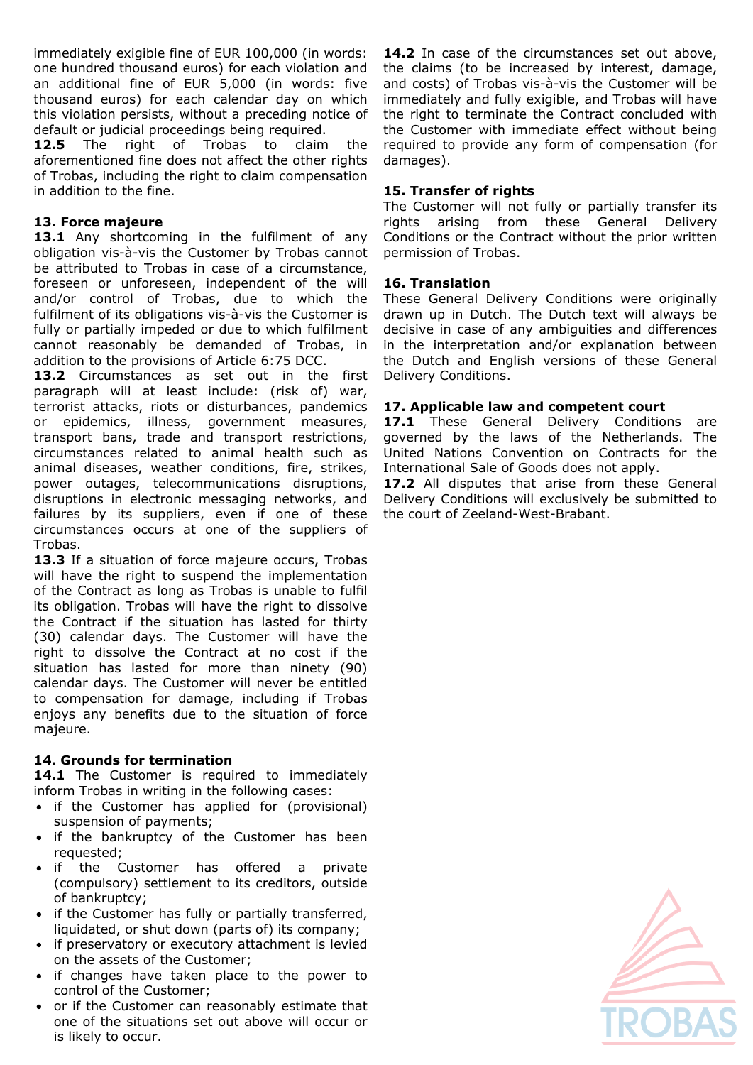immediately exigible fine of EUR 100,000 (in words: one hundred thousand euros) for each violation and an additional fine of EUR 5,000 (in words: five thousand euros) for each calendar day on which this violation persists, without a preceding notice of default or judicial proceedings being required.

**12.5** The right of Trobas to claim the aforementioned fine does not affect the other rights of Trobas, including the right to claim compensation in addition to the fine.

## 13. Force majeure

**13.1** Any shortcoming in the fulfilment of any obligation vis-à-vis the Customer by Trobas cannot be attributed to Trobas in case of a circumstance, foreseen or unforeseen, independent of the will and/or control of Trobas, due to which the fulfilment of its obligations vis-à-vis the Customer is fully or partially impeded or due to which fulfilment cannot reasonably be demanded of Trobas, in addition to the provisions of Article 6:75 DCC.

**13.2** Circumstances as set out in the first paragraph will at least include: (risk of) war, terrorist attacks, riots or disturbances, pandemics or epidemics, illness, government measures, transport bans, trade and transport restrictions, circumstances related to animal health such as animal diseases, weather conditions, fire, strikes, power outages, telecommunications disruptions, disruptions in electronic messaging networks, and failures by its suppliers, even if one of these circumstances occurs at one of the suppliers of Trobas.

**13.3** If a situation of force majeure occurs, Trobas will have the right to suspend the implementation of the Contract as long as Trobas is unable to fulfil its obligation. Trobas will have the right to dissolve the Contract if the situation has lasted for thirty (30) calendar days. The Customer will have the right to dissolve the Contract at no cost if the situation has lasted for more than ninety (90) calendar days. The Customer will never be entitled to compensation for damage, including if Trobas enjoys any benefits due to the situation of force majeure.

## 14. Grounds for termination

**14.1** The Customer is required to immediately inform Trobas in writing in the following cases:

- if the Customer has applied for (provisional) suspension of payments;
- if the bankruptcy of the Customer has been requested;
- if the Customer has offered a private (compulsory) settlement to its creditors, outside of bankruptcy;
- if the Customer has fully or partially transferred, liquidated, or shut down (parts of) its company;
- if preservatory or executory attachment is levied on the assets of the Customer;
- if changes have taken place to the power to control of the Customer;
- or if the Customer can reasonably estimate that one of the situations set out above will occur or is likely to occur.

**14.2** In case of the circumstances set out above, the claims (to be increased by interest, damage, and costs) of Trobas vis-à-vis the Customer will be immediately and fully exigible, and Trobas will have the right to terminate the Contract concluded with the Customer with immediate effect without being required to provide any form of compensation (for damages).

## 15. Transfer of rights

The Customer will not fully or partially transfer its rights arising from these General Delivery Conditions or the Contract without the prior written permission of Trobas.

## 16. Translation

These General Delivery Conditions were originally drawn up in Dutch. The Dutch text will always be decisive in case of any ambiguities and differences in the interpretation and/or explanation between the Dutch and English versions of these General Delivery Conditions.

## 17. Applicable law and competent court

**17.1** These General Delivery Conditions are governed by the laws of the Netherlands. The United Nations Convention on Contracts for the International Sale of Goods does not apply.

**17.2** All disputes that arise from these General Delivery Conditions will exclusively be submitted to the court of Zeeland-West-Brabant.